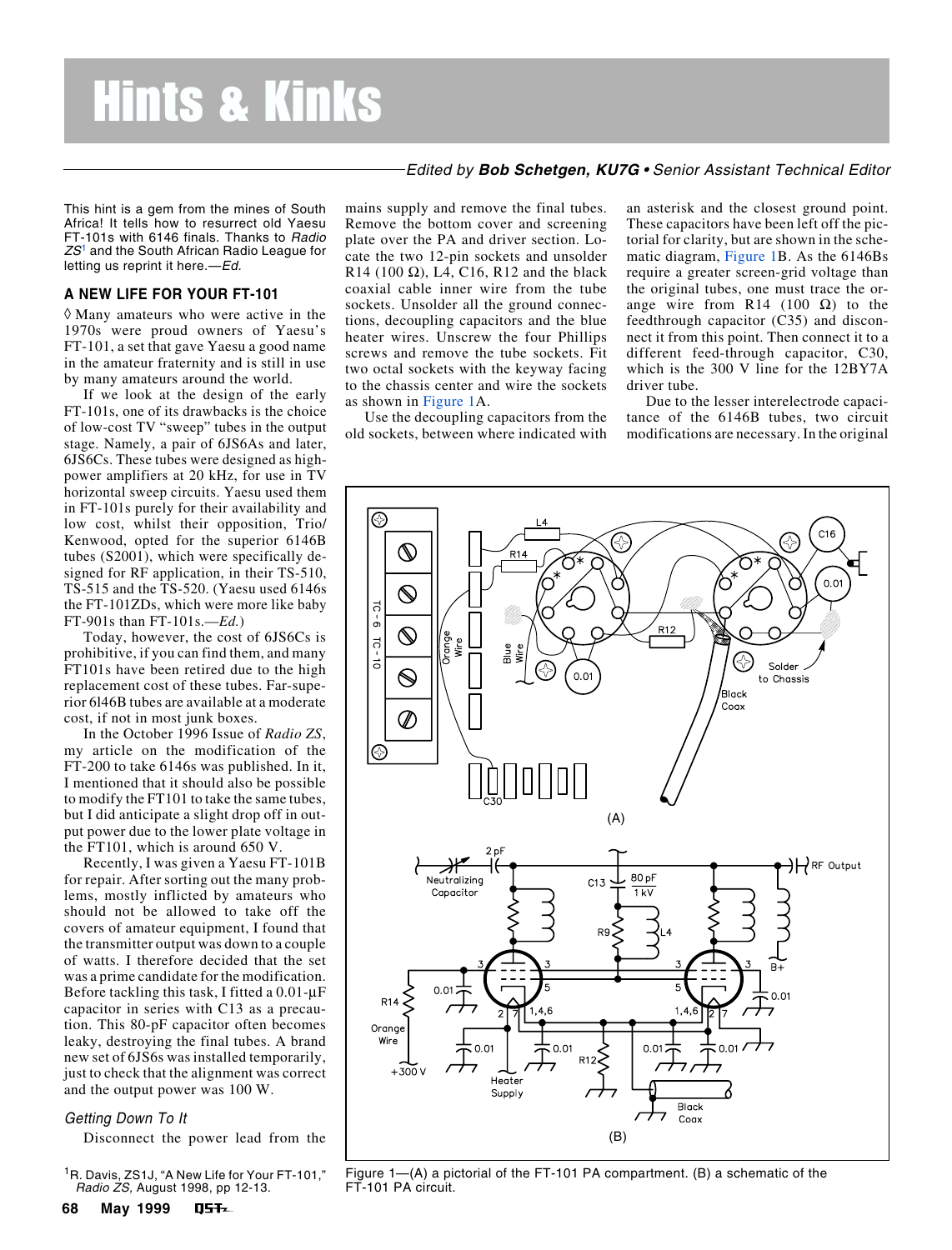# Hints & Kinks

*Edited by* ***Bob Schetgen, KU7G*** *• Senior Assistant Technical Editor*

This hint is a gem from the mines of South Africa! It tells how to resurrect old Yaesu FT-101s with 6146 finals. Thanks to *Radio ZS*[1] and the South African Radio League for letting us reprint it here.—*Ed.*

## A NEW LIFE FOR YOUR FT-101

◊ Many amateurs who were active in the 1970s were proud owners of Yaesu's FT-101, a set that gave Yaesu a good name in the amateur fraternity and is still in use by many amateurs around the world.

If we look at the design of the early FT-101s, one of its drawbacks is the choice of low-cost TV "sweep" tubes in the output stage. Namely, a pair of 6JS6As and later, 6JS6Cs. These tubes were designed as high-power amplifiers at 20 kHz, for use in TV horizontal sweep circuits. Yaesu used them in FT-101s purely for their availability and low cost, whilst their opposition, Trio/Kenwood, opted for the superior 6146B tubes (S2001), which were specifically designed for RF application, in their TS-510, TS-515 and the TS-520. (Yaesu used 6146s the FT-101ZDs, which were more like baby FT-901s than FT-101s.—*Ed.*)

Today, however, the cost of 6JS6Cs is prohibitive, if you can find them, and many FT101s have been retired due to the high replacement cost of these tubes. Far-superior 6l46B tubes are available at a moderate cost, if not in most junk boxes.

In the October 1996 Issue of *Radio ZS*, my article on the modification of the FT-200 to take 6146s was published. In it, I mentioned that it should also be possible to modify the FT101 to take the same tubes, but I did anticipate a slight drop off in output power due to the lower plate voltage in the FT101, which is around 650 V.

Recently, I was given a Yaesu FT-101B for repair. After sorting out the many problems, mostly inflicted by amateurs who should not be allowed to take off the covers of amateur equipment, I found that the transmitter output was down to a couple of watts. I therefore decided that the set was a prime candidate for the modification. Before tackling this task, I fitted a 0.01-µF capacitor in series with C13 as a precaution. This 80-pF capacitor often becomes leaky, destroying the final tubes. A brand new set of 6JS6s was installed temporarily, just to check that the alignment was correct and the output power was 100 W.

### *Getting Down To It*

Disconnect the power lead from the mains supply and remove the final tubes. Remove the bottom cover and screening plate over the PA and driver section. Locate the two 12-pin sockets and unsolder R14 (100 Ω), L4, C16, R12 and the black coaxial cable inner wire from the tube sockets. Unsolder all the ground connections, decoupling capacitors and the blue heater wires. Unscrew the four Phillips screws and remove the tube sockets. Fit two octal sockets with the keyway facing to the chassis center and wire the sockets as shown in Figure 1A.

Use the decoupling capacitors from the old sockets, between where indicated with an asterisk and the closest ground point. These capacitors have been left off the pictorial for clarity, but are shown in the schematic diagram, Figure 1B. As the 6146Bs require a greater screen-grid voltage than the original tubes, one must trace the orange wire from R14 (100 Ω) to the feedthrough capacitor (C35) and disconnect it from this point. Then connect it to a different feed-through capacitor, C30, which is the 300 V line for the 12BY7A driver tube.

Due to the lesser interelectrode capacitance of the 6146B tubes, two circuit modifications are necessary. In the original

Figure 1—(A) a pictorial of the FT-101 PA compartment. (B) a schematic of the FT-101 PA circuit.

[1]R. Davis, ZS1JA, "A New Life for Your FT-101," *Radio ZS*, August 1998, pp 12-13.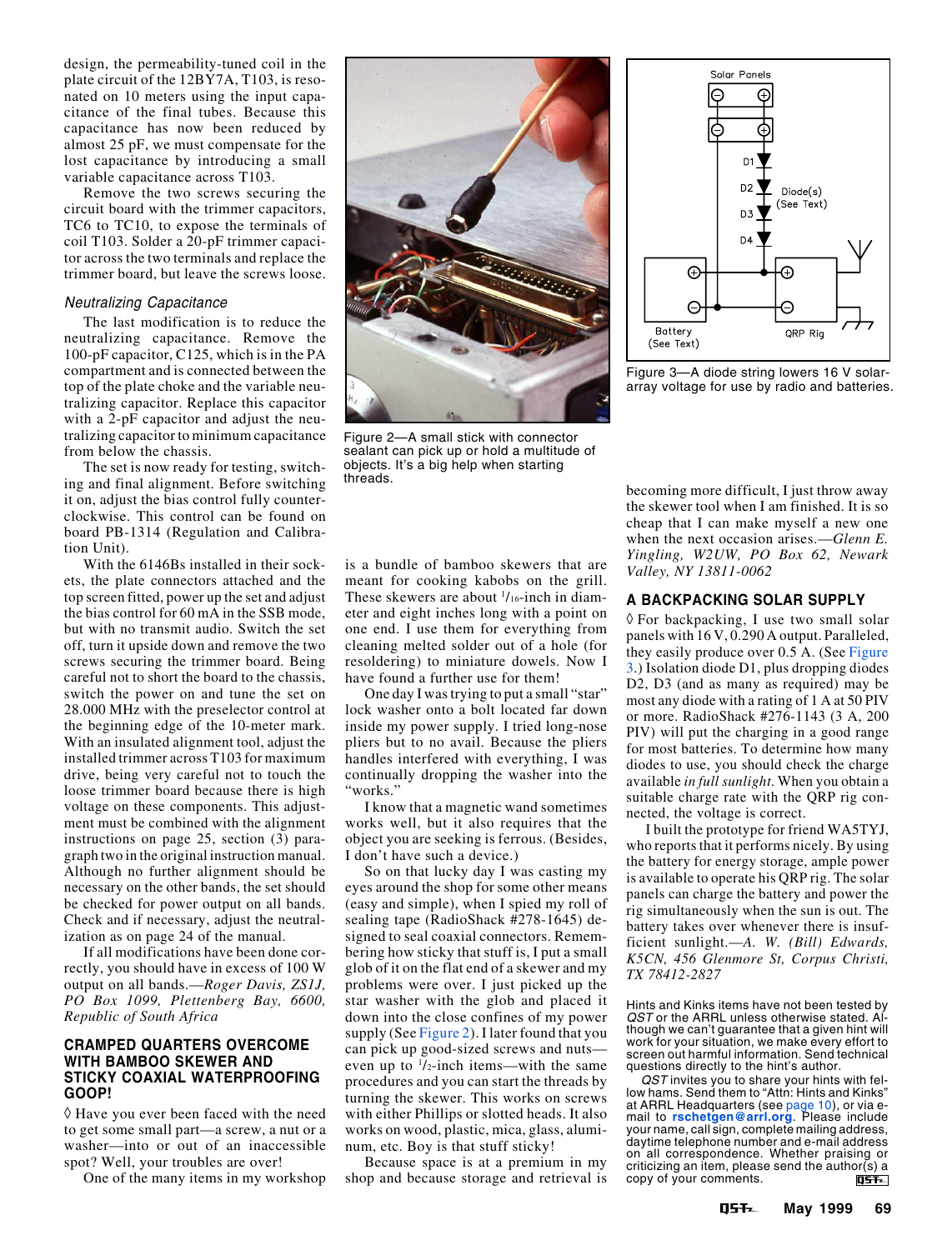design, the permeability-tuned coil in the plate circuit of the 12BY7A, T103, is resonated on 10 meters using the input capacitance of the final tubes. Because this capacitance has now been reduced by almost 25 pF, we must compensate for the lost capacitance by introducing a small variable capacitance across T103.

Remove the two screws securing the circuit board with the trimmer capacitors, TC6 to TC10, to expose the terminals of coil T103. Solder a 20-pF trimmer capacitor across the two terminals and replace the trimmer board, but leave the screws loose.

### *Neutralizing Capacitance*

The last modification is to reduce the neutralizing capacitance. Remove the 100-pF capacitor, C125, which is in the PA compartment and is connected between the top of the plate choke and the variable neutralizing capacitor. Replace this capacitor with a 2-pF capacitor and adjust the neutralizing capacitor to minimum capacitance from below the chassis.

The set is now ready for testing, switching and final alignment. Before switching it on, adjust the bias control fully counterclockwise. This control can be found on board PB-1314 (Regulation and Calibration Unit).

With the 6146Bs installed in their sockets, the plate connectors attached and the top screen fitted, power up the set and adjust the bias control for 60 mA in the SSB mode, but with no transmit audio. Switch the set off, turn it upside down and remove the two screws securing the trimmer board. Being careful not to short the board to the chassis, switch the power on and tune the set on 28.000 MHz with the preselector control at the beginning edge of the 10-meter mark. With an insulated alignment tool, adjust the installed trimmer across T103 for maximum drive, being very careful not to touch the loose trimmer board because there is high voltage on these components. This adjustment must be combined with the alignment instructions on page 25, section (3) paragraph two in the original instruction manual. Although no further alignment should be necessary on the other bands, the set should be checked for power output on all bands. Check and if necessary, adjust the neutralization as on page 24 of the manual.

If all modifications have been done correctly, you should have in excess of 100 W output on all bands.—*Roger Davis, ZS1J, PO Box 1099, Plettenberg Bay, 6600, Republic of South Africa*

## CRAMPED QUARTERS OVERCOME WITH BAMBOO SKEWER AND STICKY COAXIAL WATERPROOFING GOOP!

◊ Have you ever been faced with the need to get some small part—a screw, a nut or a washer—into or out of an inaccessible spot? Well, your troubles are over!

One of the many items in my workshop is a bundle of bamboo skewers that are meant for cooking kabobs on the grill. These skewers are about 1/16-inch in diameter and eight inches long with a point on one end. I use them for everything from cleaning melted solder out of a hole (for resoldering) to miniature dowels. Now I have found a further use for them!

Figure 2—A small stick with connector sealant can pick up or hold a multitude of objects. It's a big help when starting threads.

One day I was trying to put a small "star" lock washer onto a bolt located far down inside my power supply. I tried long-nose pliers but to no avail. Because the pliers handles interfered with everything, I was continually dropping the washer into the "works."

I know that a magnetic wand sometimes works well, but it also requires that the object you are seeking is ferrous. (Besides, I don't have such a device.)

So on that lucky day I was casting my eyes around the shop for some other means (easy and simple), when I spied my roll of sealing tape (RadioShack #278-1645) designed to seal coaxial connectors. Remembering how sticky that stuff is, I put a small glob of it on the flat end of a skewer and my problems were over. I just picked up the star washer with the glob and placed it down into the close confines of my power supply (See Figure 2). I later found that you can pick up good-sized screws and nuts—even up to 1/2-inch items—with the same procedures and you can start the threads by turning the skewer. This works on screws with either Phillips or slotted heads. It also works on wood, plastic, mica, glass, aluminum, etc. Boy is that stuff sticky!

Because space is at a premium in my shop and because storage and retrieval is becoming more difficult, I just throw away the skewer tool when I am finished. It is so cheap that I can make myself a new one when the next occasion arises.—*Glenn E. Yingling, W2UW, PO Box 62, Newark Valley, NY 13811-0062*

Solar Panels
D1
D2
D3
D4
Diode(s) (See Text)
Battery (See Text)
QRP Rig

Figure 3—A diode string lowers 16 V solar-array voltage for use by radio and batteries.

## A BACKPACKING SOLAR SUPPLY

◊ For backpacking, I use two small solar panels with 16 V, 0.290 A output. Paralleled, they easily produce over 0.5 A. (See Figure 3.) Isolation diode D1, plus dropping diodes D2, D3 (and as many as required) may be most any diode with a rating of 1 A at 50 PIV or more. RadioShack #276-1143 (3 A, 200 PIV) will put the charging in a good range for most batteries. To determine how many diodes to use, you should check the charge available *in full sunlight.* When you obtain a suitable charge rate with the QRP rig connected, the voltage is correct.

I built the prototype for friend WA5TYJ, who reports that it performs nicely. By using the battery for energy storage, ample power is available to operate his QRP rig. The solar panels can charge the battery and power the rig simultaneously when the sun is out. The battery takes over whenever there is insufficient sunlight.—*A. W. (Bill) Edwards, K5CN, 456 Glenmore St, Corpus Christi, TX 78412-2827*

Hints and Kinks items have not been tested by *QST* or the ARRL unless otherwise stated. Although we can't guarantee that a given hint will work for your situation, we make every effort to screen out harmful information. Send technical questions directly to the hint's author.

*QST* invites you to share your hints with fellow hams. Send them to "Attn: Hints and Kinks" at ARRL Headquarters (see page 10), or via e-mail to **rschetgen@arrl.org**. Please include your name, call sign, complete mailing address, daytime telephone number and e-mail address on all correspondence. Whether praising or criticizing an item, please send the author(s) a copy of your comments.